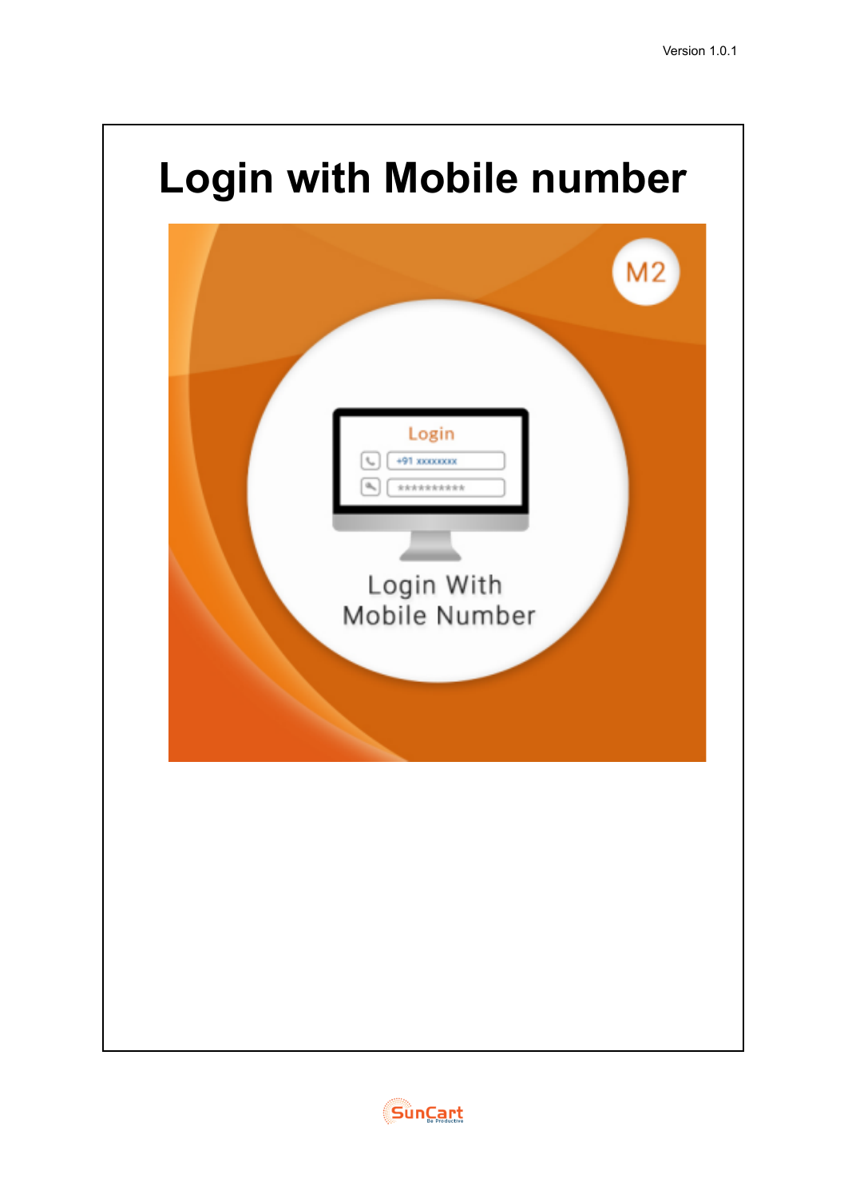Version 1.0.1

# Login with Mobile number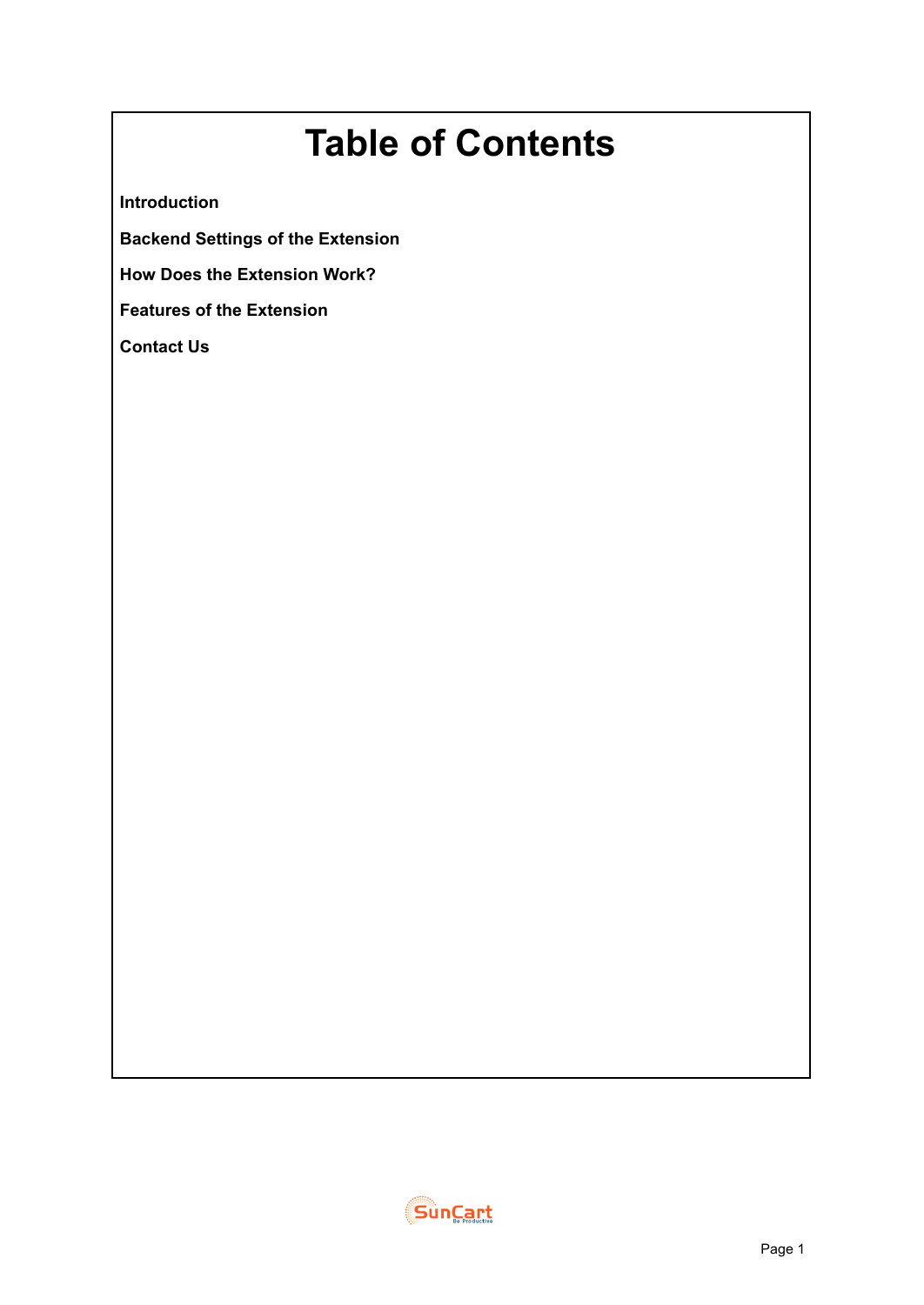# Table of Contents

**Introduction**

**Backend Settings of the Extension**

**How Does the Extension Work?**

**Features of the Extension**

**Contact Us**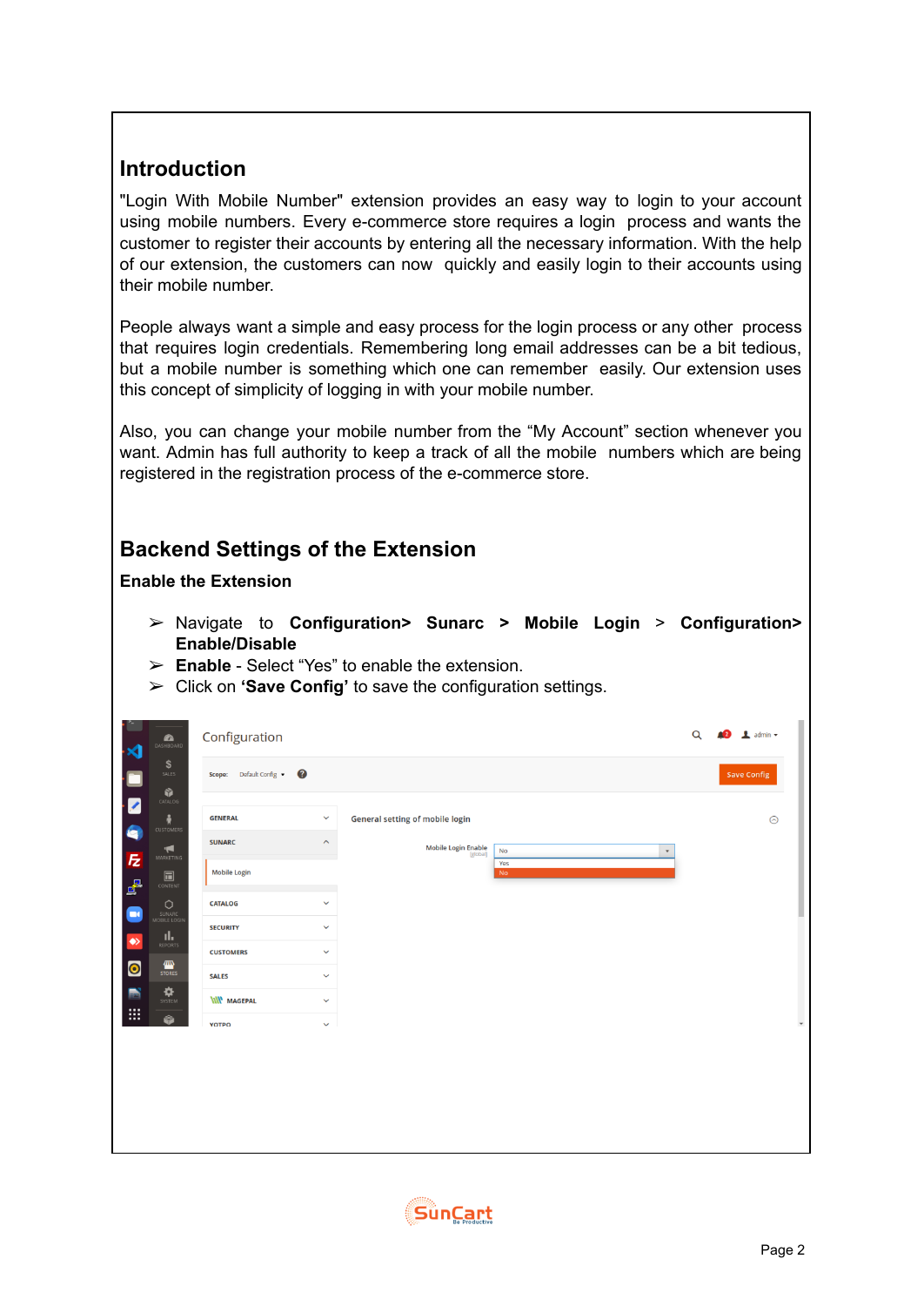## Introduction

"Login With Mobile Number" extension provides an easy way to login to your account using mobile numbers. Every e-commerce store requires a login process and wants the customer to register their accounts by entering all the necessary information. With the help of our extension, the customers can now quickly and easily login to their accounts using their mobile number.

People always want a simple and easy process for the login process or any other process that requires login credentials. Remembering long email addresses can be a bit tedious, but a mobile number is something which one can remember easily. Our extension uses this concept of simplicity of logging in with your mobile number.

Also, you can change your mobile number from the “My Account” section whenever you want. Admin has full authority to keep a track of all the mobile numbers which are being registered in the registration process of the e-commerce store.

## Backend Settings of the Extension

### Enable the Extension

- Navigate to **Configuration> Sunarc > Mobile Login > Configuration> Enable/Disable**
- **Enable** - Select “Yes” to enable the extension.
- Click on **‘Save Config’** to save the configuration settings.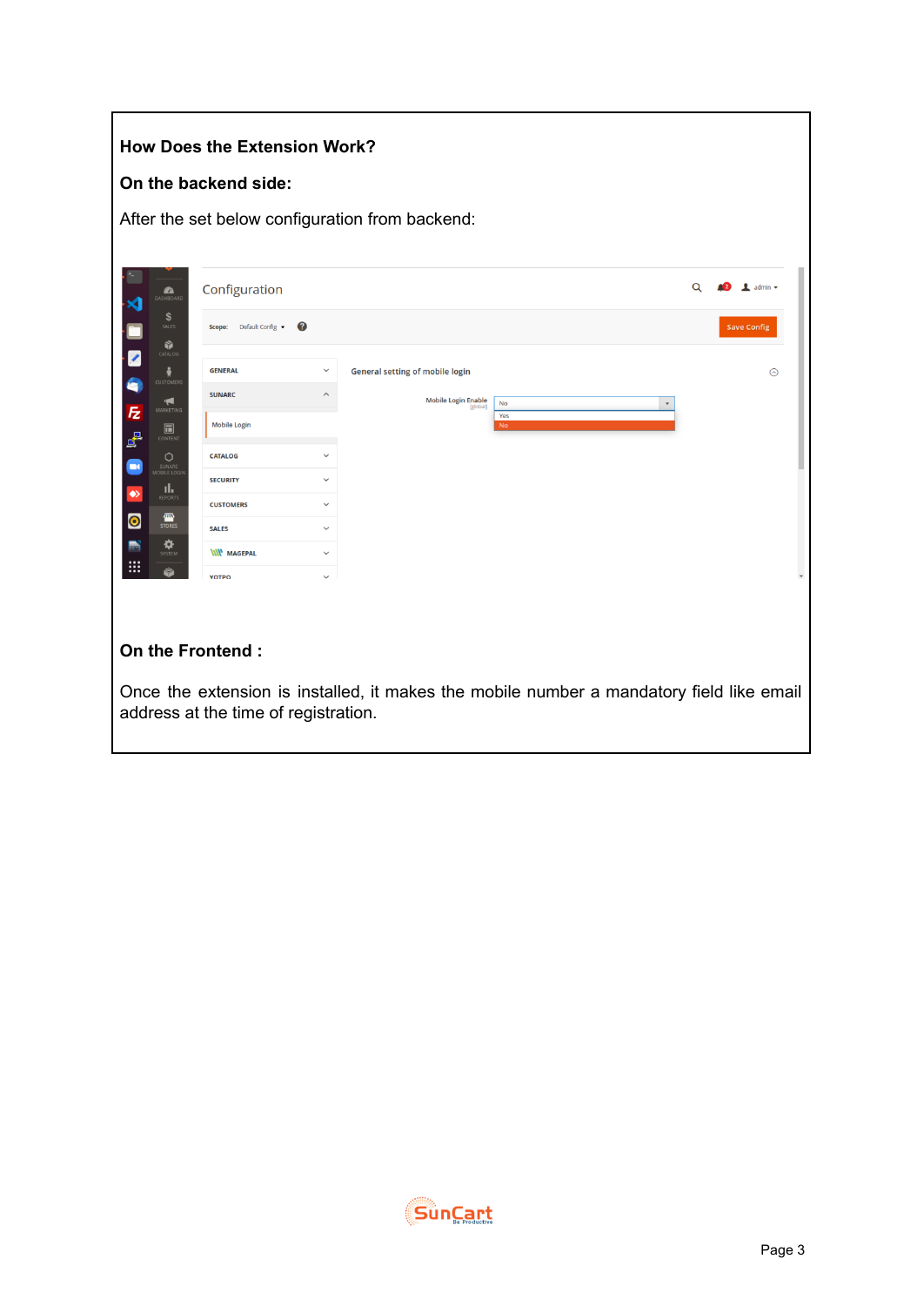**How Does the Extension Work?**

**On the backend side:**

After the set below configuration from backend:

**On the Frontend :**

Once the extension is installed, it makes the mobile number a mandatory field like email address at the time of registration.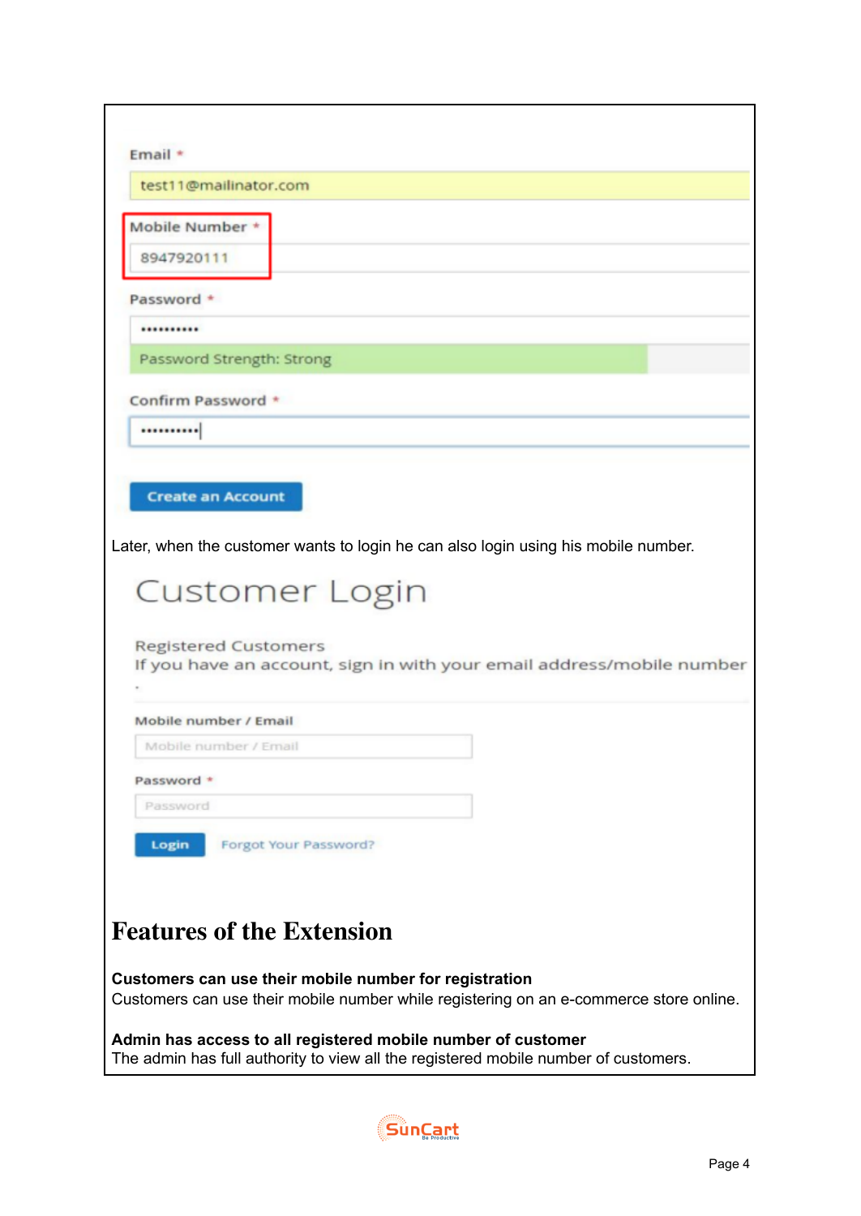Email *

test11@mailinator.com

Mobile Number *

8947920111

Password *

••••••••••

Password Strength: Strong

Confirm Password *

••••••••••

Create an Account

Later, when the customer wants to login he can also login using his mobile number.

Customer Login

Registered Customers

If you have an account, sign in with your email address/mobile number

Mobile number / Email

Password *

Login   Forgot Your Password?

# Features of the Extension

**Customers can use their mobile number for registration**
Customers can use their mobile number while registering on an e-commerce store online.

**Admin has access to all registered mobile number of customer**
The admin has full authority to view all the registered mobile number of customers.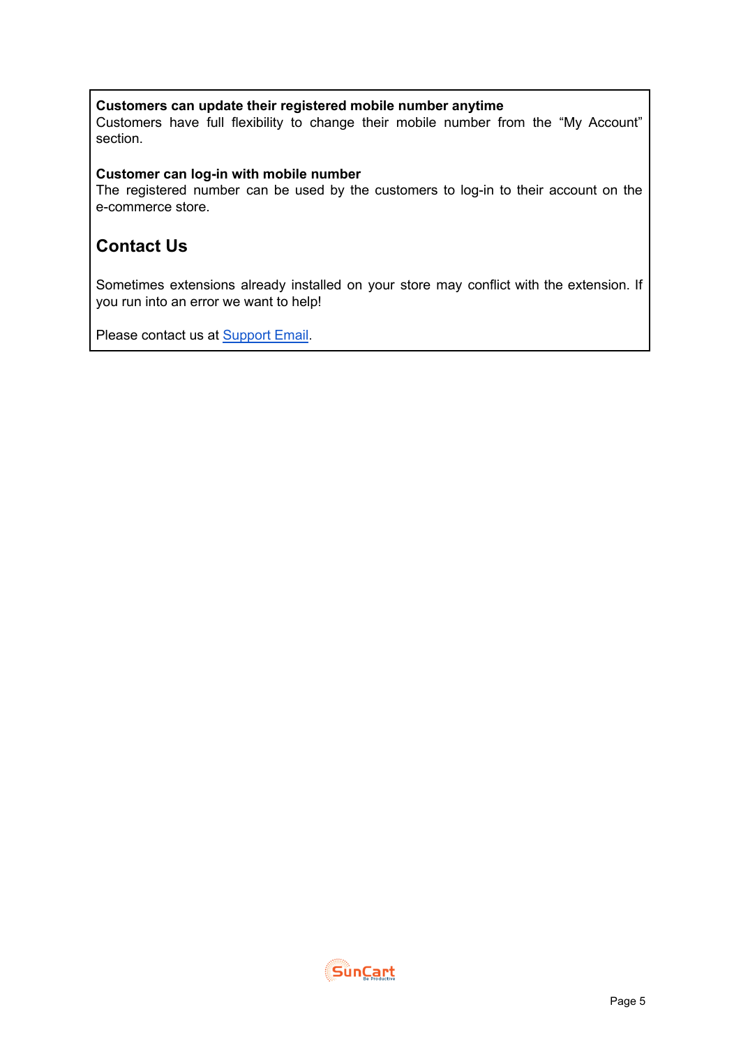**Customers can update their registered mobile number anytime**
Customers have full flexibility to change their mobile number from the "My Account" section.

**Customer can log-in with mobile number**
The registered number can be used by the customers to log-in to their account on the e-commerce store.

## Contact Us

Sometimes extensions already installed on your store may conflict with the extension. If you run into an error we want to help!

Please contact us at [Support Email].